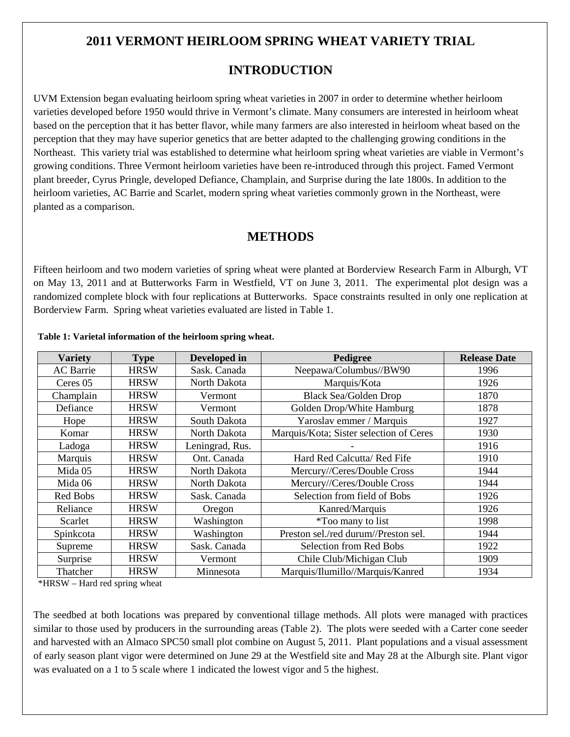# 2011 VERMONT HEIRLOOM SPRING WHEAT VARIETY TRIAL

## INTRODUCTION

UVM Extension began evaluating heirloom spring wheat varieties in 2007 in order to determine whether heirloom varieties developed before 1950 would thrive in Vermont's climate. Many consumers are interested in heirloom wheat based on the perception that it has better flavor, while many farmers are also interested in heirloom wheat based on the perception that they may have superior genetics that are better adapted to the challenging growing conditions in the Northeast. This variety trial was established to determine what heirloom spring wheat varieties are viable in Vermont's growing conditions. Three Vermont heirloom varieties have been re-introduced through this project. Famed Vermont plant breeder, Cyrus Pringle, developed Defiance, Champlain, and Surprise during the late 1800s. In addition to the heirloom varieties, AC Barrie and Scarlet, modern spring wheat varieties commonly grown in the Northeast, were planted as a comparison.

## METHODS

Fifteen heirloom and two modern varieties of spring wheat were planted at Borderview Research Farm in Alburgh, VT on May 13, 2011 and at Butterworks Farm in Westfield, VT on June 3, 2011. The experimental plot design was a randomized complete block with four replications at Butterworks. Space constraints resulted in only one replication at Borderview Farm. Spring wheat varieties evaluated are listed in Table 1.

**Table 1: Varietal information of the heirloom spring wheat.**

| Variety | Type | Developed in | Pedigree | Release Date |
|---|---|---|---|---|
| AC Barrie | HRSW | Sask. Canada | Neepawa/Columbus//BW90 | 1996 |
| Ceres 05 | HRSW | North Dakota | Marquis/Kota | 1926 |
| Champlain | HRSW | Vermont | Black Sea/Golden Drop | 1870 |
| Defiance | HRSW | Vermont | Golden Drop/White Hamburg | 1878 |
| Hope | HRSW | South Dakota | Yaroslav emmer / Marquis | 1927 |
| Komar | HRSW | North Dakota | Marquis/Kota; Sister selection of Ceres | 1930 |
| Ladoga | HRSW | Leningrad, Rus. | - | 1916 |
| Marquis | HRSW | Ont. Canada | Hard Red Calcutta/ Red Fife | 1910 |
| Mida 05 | HRSW | North Dakota | Mercury//Ceres/Double Cross | 1944 |
| Mida 06 | HRSW | North Dakota | Mercury//Ceres/Double Cross | 1944 |
| Red Bobs | HRSW | Sask. Canada | Selection from field of Bobs | 1926 |
| Reliance | HRSW | Oregon | Kanred/Marquis | 1926 |
| Scarlet | HRSW | Washington | *Too many to list | 1998 |
| Spinkcota | HRSW | Washington | Preston sel./red durum//Preston sel. | 1944 |
| Supreme | HRSW | Sask. Canada | Selection from Red Bobs | 1922 |
| Surprise | HRSW | Vermont | Chile Club/Michigan Club | 1909 |
| Thatcher | HRSW | Minnesota | Marquis/Ilumillo//Marquis/Kanred | 1934 |

*HRSW – Hard red spring wheat

The seedbed at both locations was prepared by conventional tillage methods. All plots were managed with practices similar to those used by producers in the surrounding areas (Table 2). The plots were seeded with a Carter cone seeder and harvested with an Almaco SPC50 small plot combine on August 5, 2011. Plant populations and a visual assessment of early season plant vigor were determined on June 29 at the Westfield site and May 28 at the Alburgh site. Plant vigor was evaluated on a 1 to 5 scale where 1 indicated the lowest vigor and 5 the highest.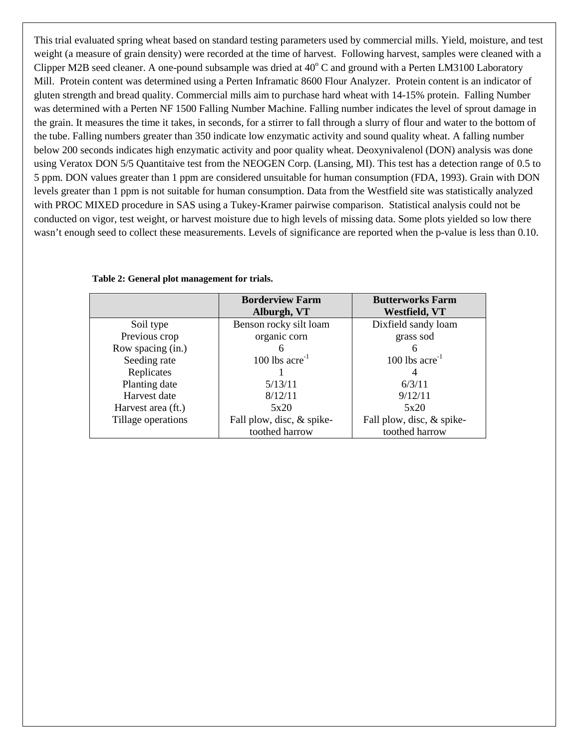This trial evaluated spring wheat based on standard testing parameters used by commercial mills. Yield, moisture, and test weight (a measure of grain density) were recorded at the time of harvest. Following harvest, samples were cleaned with a Clipper M2B seed cleaner. A one-pound subsample was dried at 40$^{o}$ C and ground with a Perten LM3100 Laboratory Mill. Protein content was determined using a Perten Inframatic 8600 Flour Analyzer. Protein content is an indicator of gluten strength and bread quality. Commercial mills aim to purchase hard wheat with 14-15% protein. Falling Number was determined with a Perten NF 1500 Falling Number Machine. Falling number indicates the level of sprout damage in the grain. It measures the time it takes, in seconds, for a stirrer to fall through a slurry of flour and water to the bottom of the tube. Falling numbers greater than 350 indicate low enzymatic activity and sound quality wheat. A falling number below 200 seconds indicates high enzymatic activity and poor quality wheat. Deoxynivalenol (DON) analysis was done using Veratox DON 5/5 Quantitaive test from the NEOGEN Corp. (Lansing, MI). This test has a detection range of 0.5 to 5 ppm. DON values greater than 1 ppm are considered unsuitable for human consumption (FDA, 1993). Grain with DON levels greater than 1 ppm is not suitable for human consumption. Data from the Westfield site was statistically analyzed with PROC MIXED procedure in SAS using a Tukey-Kramer pairwise comparison. Statistical analysis could not be conducted on vigor, test weight, or harvest moisture due to high levels of missing data. Some plots yielded so low there wasn't enough seed to collect these measurements. Levels of significance are reported when the p-value is less than 0.10.

**Table 2: General plot management for trials.**

| | **Borderview Farm Alburgh, VT** | **Butterworks Farm Westfield, VT** |
|---|---|---|
| Soil type | Benson rocky silt loam | Dixfield sandy loam |
| Previous crop | organic corn | grass sod |
| Row spacing (in.) | 6 | 6 |
| Seeding rate | 100 lbs acre$^{-1}$ | 100 lbs acre$^{-1}$ |
| Replicates | 1 | 4 |
| Planting date | 5/13/11 | 6/3/11 |
| Harvest date | 8/12/11 | 9/12/11 |
| Harvest area (ft.) | 5x20 | 5x20 |
| Tillage operations | Fall plow, disc, & spike-toothed harrow | Fall plow, disc, & spike-toothed harrow |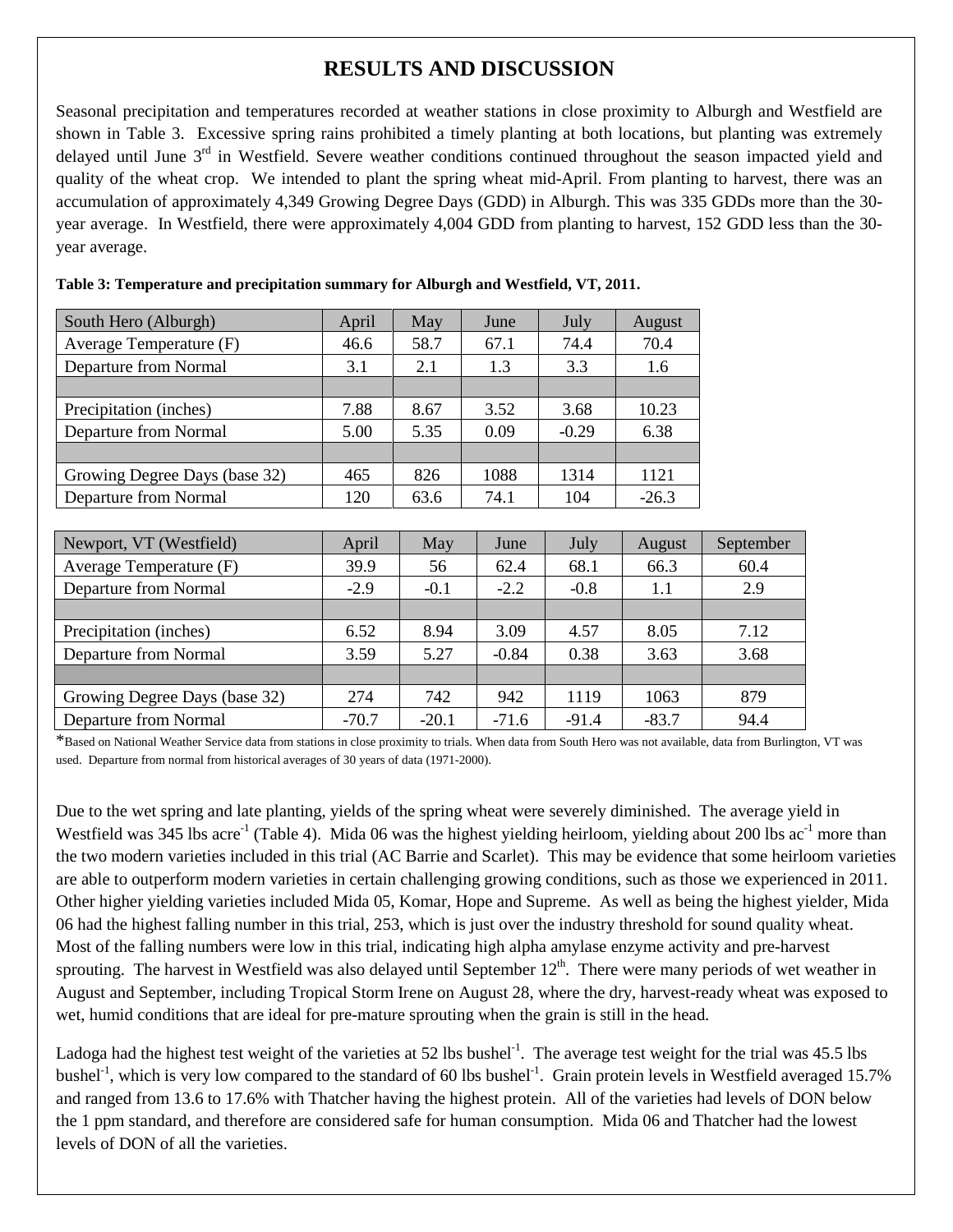# RESULTS AND DISCUSSION

Seasonal precipitation and temperatures recorded at weather stations in close proximity to Alburgh and Westfield are shown in Table 3. Excessive spring rains prohibited a timely planting at both locations, but planting was extremely delayed until June 3rd in Westfield. Severe weather conditions continued throughout the season impacted yield and quality of the wheat crop. We intended to plant the spring wheat mid-April. From planting to harvest, there was an accumulation of approximately 4,349 Growing Degree Days (GDD) in Alburgh. This was 335 GDDs more than the 30-year average. In Westfield, there were approximately 4,004 GDD from planting to harvest, 152 GDD less than the 30-year average.

**Table 3: Temperature and precipitation summary for Alburgh and Westfield, VT, 2011.**

| South Hero (Alburgh) | April | May | June | July | August |
|---|---|---|---|---|---|
| Average Temperature (F) | 46.6 | 58.7 | 67.1 | 74.4 | 70.4 |
| Departure from Normal | 3.1 | 2.1 | 1.3 | 3.3 | 1.6 |
| | | | | | |
| Precipitation (inches) | 7.88 | 8.67 | 3.52 | 3.68 | 10.23 |
| Departure from Normal | 5.00 | 5.35 | 0.09 | -0.29 | 6.38 |
| | | | | | |
| Growing Degree Days (base 32) | 465 | 826 | 1088 | 1314 | 1121 |
| Departure from Normal | 120 | 63.6 | 74.1 | 104 | -26.3 |

| Newport, VT (Westfield) | April | May | June | July | August | September |
|---|---|---|---|---|---|---|
| Average Temperature (F) | 39.9 | 56 | 62.4 | 68.1 | 66.3 | 60.4 |
| Departure from Normal | -2.9 | -0.1 | -2.2 | -0.8 | 1.1 | 2.9 |
| | | | | | | |
| Precipitation (inches) | 6.52 | 8.94 | 3.09 | 4.57 | 8.05 | 7.12 |
| Departure from Normal | 3.59 | 5.27 | -0.84 | 0.38 | 3.63 | 3.68 |
| | | | | | | |
| Growing Degree Days (base 32) | 274 | 742 | 942 | 1119 | 1063 | 879 |
| Departure from Normal | -70.7 | -20.1 | -71.6 | -91.4 | -83.7 | 94.4 |

*Based on National Weather Service data from stations in close proximity to trials. When data from South Hero was not available, data from Burlington, VT was used. Departure from normal from historical averages of 30 years of data (1971-2000).

Due to the wet spring and late planting, yields of the spring wheat were severely diminished. The average yield in Westfield was 345 lbs acre$^{-1}$ (Table 4). Mida 06 was the highest yielding heirloom, yielding about 200 lbs ac$^{-1}$ more than the two modern varieties included in this trial (AC Barrie and Scarlet). This may be evidence that some heirloom varieties are able to outperform modern varieties in certain challenging growing conditions, such as those we experienced in 2011. Other higher yielding varieties included Mida 05, Komar, Hope and Supreme. As well as being the highest yielder, Mida 06 had the highest falling number in this trial, 253, which is just over the industry threshold for sound quality wheat. Most of the falling numbers were low in this trial, indicating high alpha amylase enzyme activity and pre-harvest sprouting. The harvest in Westfield was also delayed until September 12th. There were many periods of wet weather in August and September, including Tropical Storm Irene on August 28, where the dry, harvest-ready wheat was exposed to wet, humid conditions that are ideal for pre-mature sprouting when the grain is still in the head.

Ladoga had the highest test weight of the varieties at 52 lbs bushel$^{-1}$. The average test weight for the trial was 45.5 lbs bushel$^{-1}$, which is very low compared to the standard of 60 lbs bushel$^{-1}$. Grain protein levels in Westfield averaged 15.7% and ranged from 13.6 to 17.6% with Thatcher having the highest protein. All of the varieties had levels of DON below the 1 ppm standard, and therefore are considered safe for human consumption. Mida 06 and Thatcher had the lowest levels of DON of all the varieties.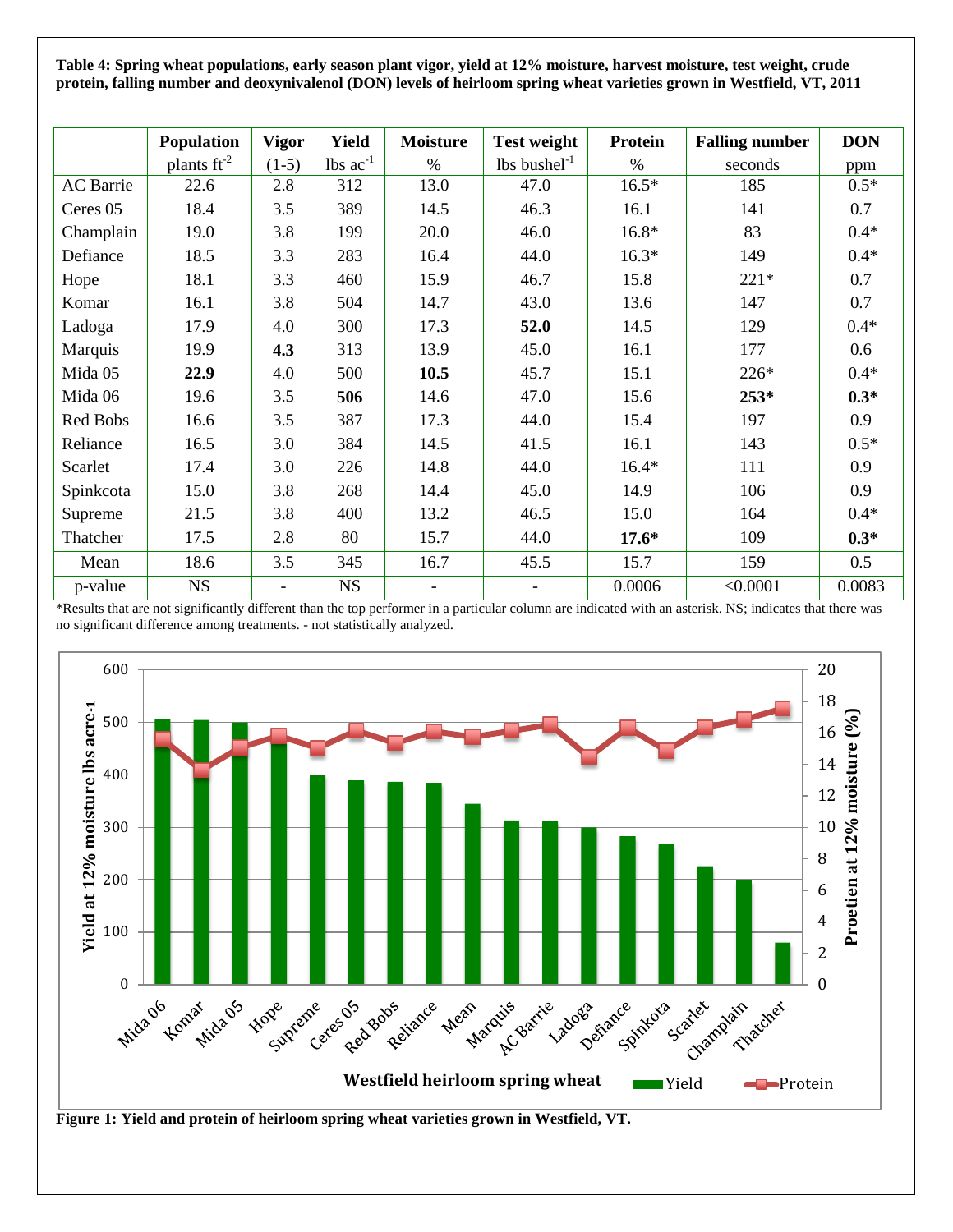**Table 4: Spring wheat populations, early season plant vigor, yield at 12% moisture, harvest moisture, test weight, crude protein, falling number and deoxynivalenol (DON) levels of heirloom spring wheat varieties grown in Westfield, VT, 2011**

| | Population plants ft$^{-2}$ | Vigor (1-5) | Yield lbs ac$^{-1}$ | Moisture % | Test weight lbs bushel$^{-1}$ | Protein % | Falling number seconds | DON ppm |
|---|---|---|---|---|---|---|---|---|
| AC Barrie | 22.6 | 2.8 | 312 | 13.0 | 47.0 | 16.5* | 185 | 0.5* |
| Ceres 05 | 18.4 | 3.5 | 389 | 14.5 | 46.3 | 16.1 | 141 | 0.7 |
| Champlain | 19.0 | 3.8 | 199 | 20.0 | 46.0 | 16.8* | 83 | 0.4* |
| Defiance | 18.5 | 3.3 | 283 | 16.4 | 44.0 | 16.3* | 149 | 0.4* |
| Hope | 18.1 | 3.3 | 460 | 15.9 | 46.7 | 15.8 | 221* | 0.7 |
| Komar | 16.1 | 3.8 | 504 | 14.7 | 43.0 | 13.6 | 147 | 0.7 |
| Ladoga | 17.9 | 4.0 | 300 | 17.3 | **52.0** | 14.5 | 129 | 0.4* |
| Marquis | 19.9 | **4.3** | 313 | 13.9 | 45.0 | 16.1 | 177 | 0.6 |
| Mida 05 | **22.9** | 4.0 | 500 | **10.5** | 45.7 | 15.1 | 226* | 0.4* |
| Mida 06 | 19.6 | 3.5 | **506** | 14.6 | 47.0 | 15.6 | **253*** | **0.3*** |
| Red Bobs | 16.6 | 3.5 | 387 | 17.3 | 44.0 | 15.4 | 197 | 0.9 |
| Reliance | 16.5 | 3.0 | 384 | 14.5 | 41.5 | 16.1 | 143 | 0.5* |
| Scarlet | 17.4 | 3.0 | 226 | 14.8 | 44.0 | 16.4* | 111 | 0.9 |
| Spinkcota | 15.0 | 3.8 | 268 | 14.4 | 45.0 | 14.9 | 106 | 0.9 |
| Supreme | 21.5 | 3.8 | 400 | 13.2 | 46.5 | 15.0 | 164 | 0.4* |
| Thatcher | 17.5 | 2.8 | 80 | 15.7 | 44.0 | **17.6*** | 109 | **0.3*** |
| Mean | 18.6 | 3.5 | 345 | 16.7 | 45.5 | 15.7 | 159 | 0.5 |
| p-value | NS | - | NS | - | - | 0.0006 | <0.0001 | 0.0083 |

*Results that are not significantly different than the top performer in a particular column are indicated with an asterisk. NS; indicates that there was no significant difference among treatments. - not statistically analyzed.

**Figure 1: Yield and protein of heirloom spring wheat varieties grown in Westfield, VT.**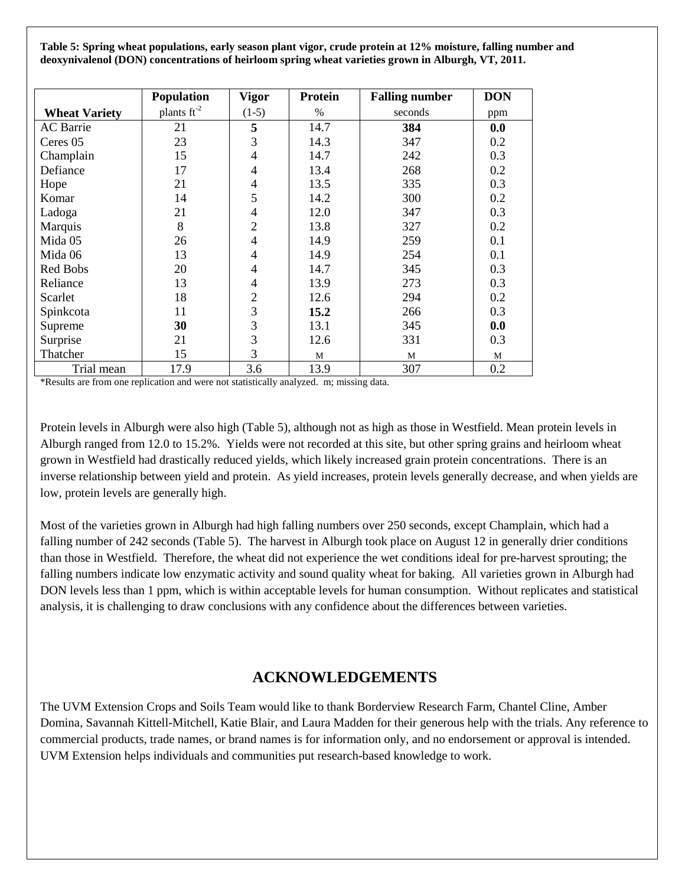**Table 5: Spring wheat populations, early season plant vigor, crude protein at 12% moisture, falling number and deoxynivalenol (DON) concentrations of heirloom spring wheat varieties grown in Alburgh, VT, 2011.**

| Wheat Variety | Population | Vigor | Protein | Falling number | DON |
|---|---|---|---|---|---|
| | plants $ft^{-2}$ | (1-5) | % | seconds | ppm |
| AC Barrie | 21 | **5** | 14.7 | **384** | **0.0** |
| Ceres 05 | 23 | 3 | 14.3 | 347 | 0.2 |
| Champlain | 15 | 4 | 14.7 | 242 | 0.3 |
| Defiance | 17 | 4 | 13.4 | 268 | 0.2 |
| Hope | 21 | 4 | 13.5 | 335 | 0.3 |
| Komar | 14 | 5 | 14.2 | 300 | 0.2 |
| Ladoga | 21 | 4 | 12.0 | 347 | 0.3 |
| Marquis | 8 | 2 | 13.8 | 327 | 0.2 |
| Mida 05 | 26 | 4 | 14.9 | 259 | 0.1 |
| Mida 06 | 13 | 4 | 14.9 | 254 | 0.1 |
| Red Bobs | 20 | 4 | 14.7 | 345 | 0.3 |
| Reliance | 13 | 4 | 13.9 | 273 | 0.3 |
| Scarlet | 18 | 2 | 12.6 | 294 | 0.2 |
| Spinkcota | 11 | 3 | **15.2** | 266 | 0.3 |
| Supreme | **30** | 3 | 13.1 | 345 | **0.0** |
| Surprise | 21 | 3 | 12.6 | 331 | 0.3 |
| Thatcher | 15 | 3 | M | M | M |
| Trial mean | 17.9 | 3.6 | 13.9 | 307 | 0.2 |

*Results are from one replication and were not statistically analyzed. m; missing data.

Protein levels in Alburgh were also high (Table 5), although not as high as those in Westfield. Mean protein levels in Alburgh ranged from 12.0 to 15.2%. Yields were not recorded at this site, but other spring grains and heirloom wheat grown in Westfield had drastically reduced yields, which likely increased grain protein concentrations. There is an inverse relationship between yield and protein. As yield increases, protein levels generally decrease, and when yields are low, protein levels are generally high.

Most of the varieties grown in Alburgh had high falling numbers over 250 seconds, except Champlain, which had a falling number of 242 seconds (Table 5). The harvest in Alburgh took place on August 12 in generally drier conditions than those in Westfield. Therefore, the wheat did not experience the wet conditions ideal for pre-harvest sprouting; the falling numbers indicate low enzymatic activity and sound quality wheat for baking. All varieties grown in Alburgh had DON levels less than 1 ppm, which is within acceptable levels for human consumption. Without replicates and statistical analysis, it is challenging to draw conclusions with any confidence about the differences between varieties.

## ACKNOWLEDGEMENTS

The UVM Extension Crops and Soils Team would like to thank Borderview Research Farm, Chantel Cline, Amber Domina, Savannah Kittell-Mitchell, Katie Blair, and Laura Madden for their generous help with the trials. Any reference to commercial products, trade names, or brand names is for information only, and no endorsement or approval is intended. UVM Extension helps individuals and communities put research-based knowledge to work.